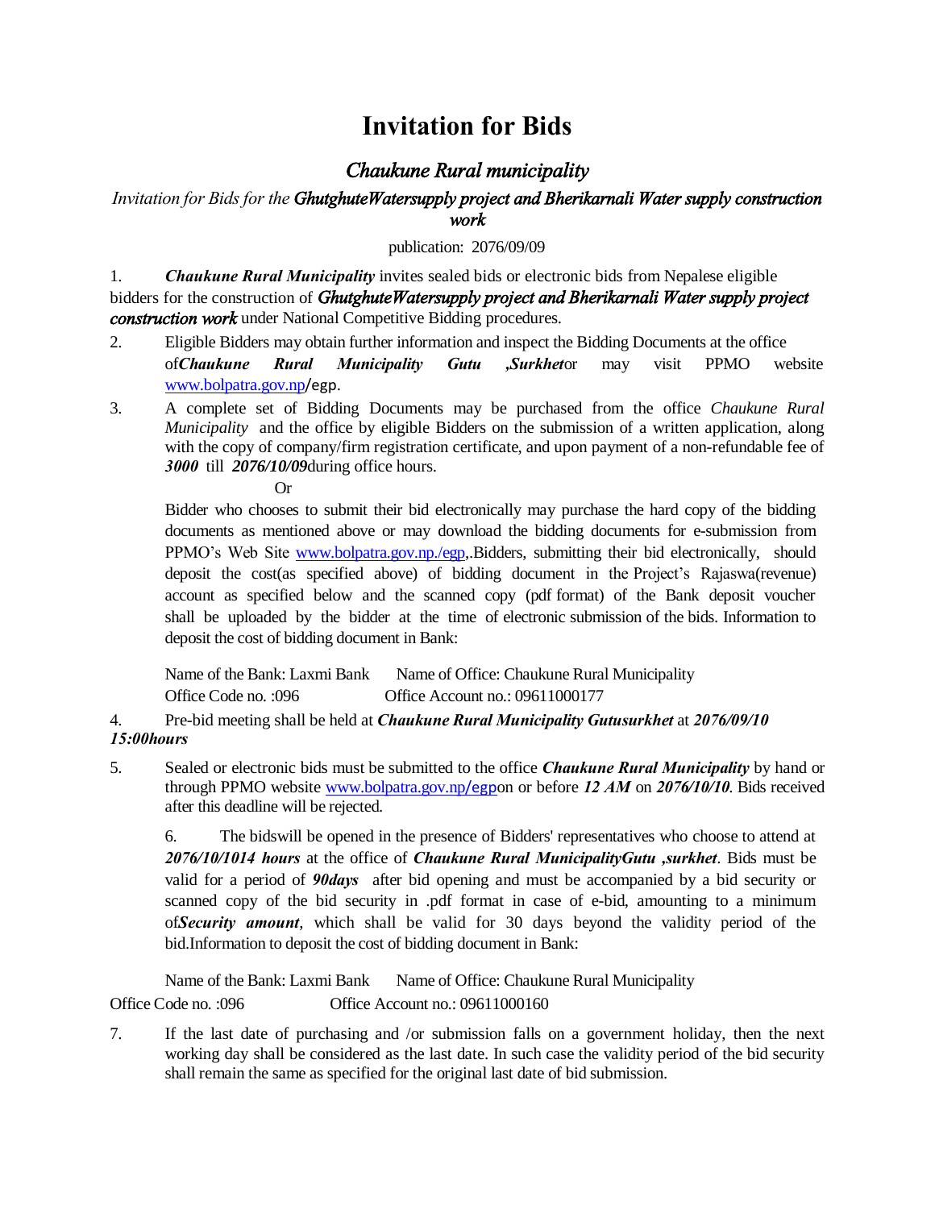# Invitation for Bids

## *Chaukune Rural municipality*

*Invitation for Bids for the* ***GhutghuteWatersupply project and Bherikarnali Water supply construction work***

publication: 2076/09/09

1. ***Chaukune Rural Municipality*** invites sealed bids or electronic bids from Nepalese eligible bidders for the construction of ***GhutghuteWatersupply project and Bherikarnali Water supply project construction work*** under National Competitive Bidding procedures.

2. Eligible Bidders may obtain further information and inspect the Bidding Documents at the office of***Chaukune Rural Municipality Gutu ,Surkhet***or may visit PPMO website www.bolpatra.gov.np/egp.

3. A complete set of Bidding Documents may be purchased from the office *Chaukune Rural Municipality* and the office by eligible Bidders on the submission of a written application, along with the copy of company/firm registration certificate, and upon payment of a non-refundable fee of ***3000*** till ***2076/10/09***during office hours.

   Or

   Bidder who chooses to submit their bid electronically may purchase the hard copy of the bidding documents as mentioned above or may download the bidding documents for e-submission from PPMO's Web Site www.bolpatra.gov.np./egp,.Bidders, submitting their bid electronically, should deposit the cost(as specified above) of bidding document in the Project's Rajaswa(revenue) account as specified below and the scanned copy (pdf format) of the Bank deposit voucher shall be uploaded by the bidder at the time of electronic submission of the bids. Information to deposit the cost of bidding document in Bank:

   Name of the Bank: Laxmi Bank     Name of Office: Chaukune Rural Municipality
   Office Code no. :096     Office Account no.: 09611000177

4. Pre-bid meeting shall be held at ***Chaukune Rural Municipality Gutusurkhet*** at ***2076/09/10 15:00hours***

5. Sealed or electronic bids must be submitted to the office ***Chaukune Rural Municipality*** by hand or through PPMO website www.bolpatra.gov.np/egpon or before ***12 AM*** on ***2076/10/10***. Bids received after this deadline will be rejected.

6. The bidswill be opened in the presence of Bidders' representatives who choose to attend at ***2076/10/1014 hours*** at the office of ***Chaukune Rural MunicipalityGutu ,surkhet***. Bids must be valid for a period of ***90days*** after bid opening and must be accompanied by a bid security or scanned copy of the bid security in .pdf format in case of e-bid, amounting to a minimum of***Security amount***, which shall be valid for 30 days beyond the validity period of the bid.Information to deposit the cost of bidding document in Bank:

   Name of the Bank: Laxmi Bank     Name of Office: Chaukune Rural Municipality
   Office Code no. :096     Office Account no.: 09611000160

7. If the last date of purchasing and /or submission falls on a government holiday, then the next working day shall be considered as the last date. In such case the validity period of the bid security shall remain the same as specified for the original last date of bid submission.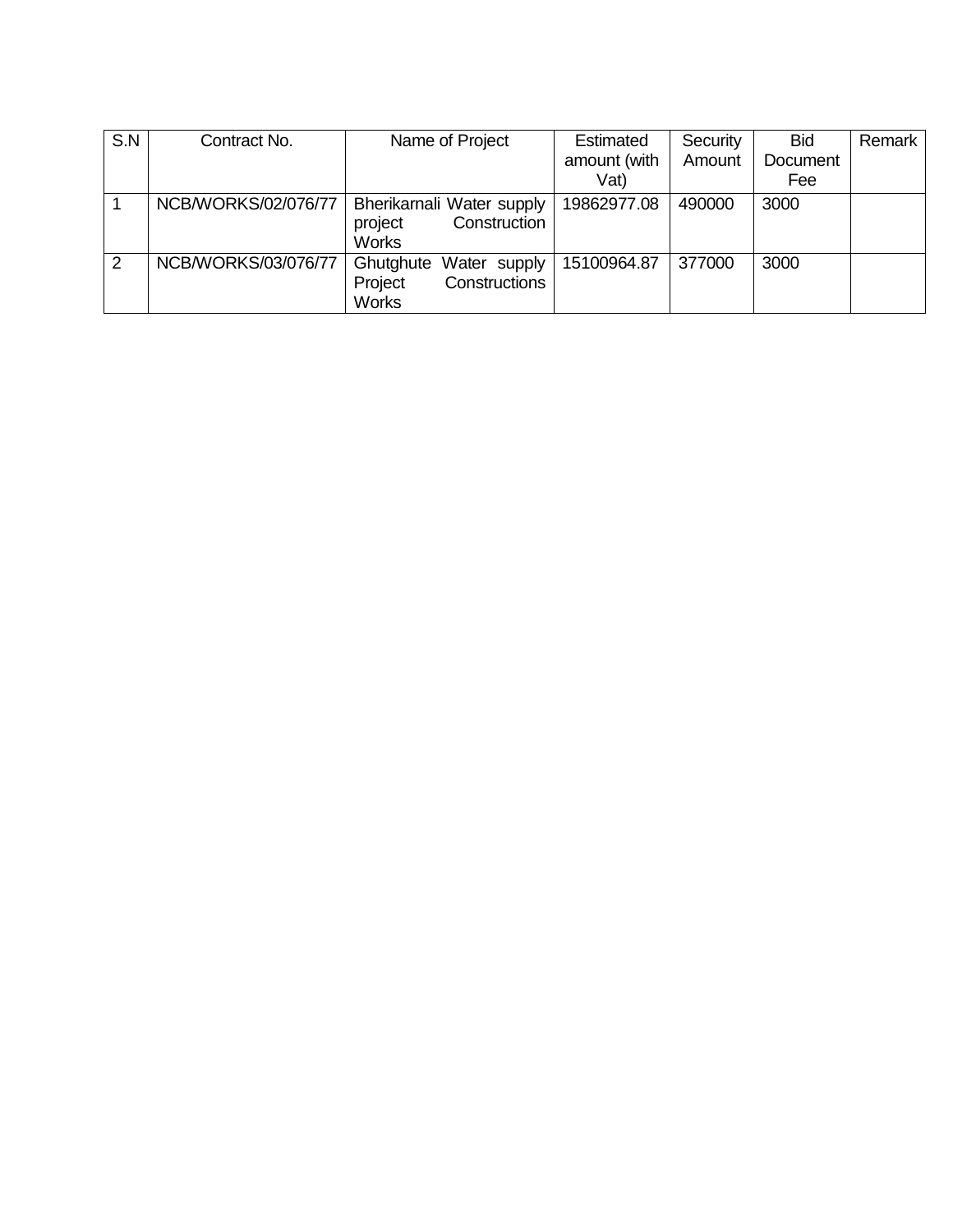| S.N | Contract No. | Name of Project | Estimated amount (with Vat) | Security Amount | Bid Document Fee | Remark |
| --- | --- | --- | --- | --- | --- | --- |
| 1 | NCB/WORKS/02/076/77 | Bherikarnali Water supply project Construction Works | 19862977.08 | 490000 | 3000 | |
| 2 | NCB/WORKS/03/076/77 | Ghutghute Water supply Project Constructions Works | 15100964.87 | 377000 | 3000 | |